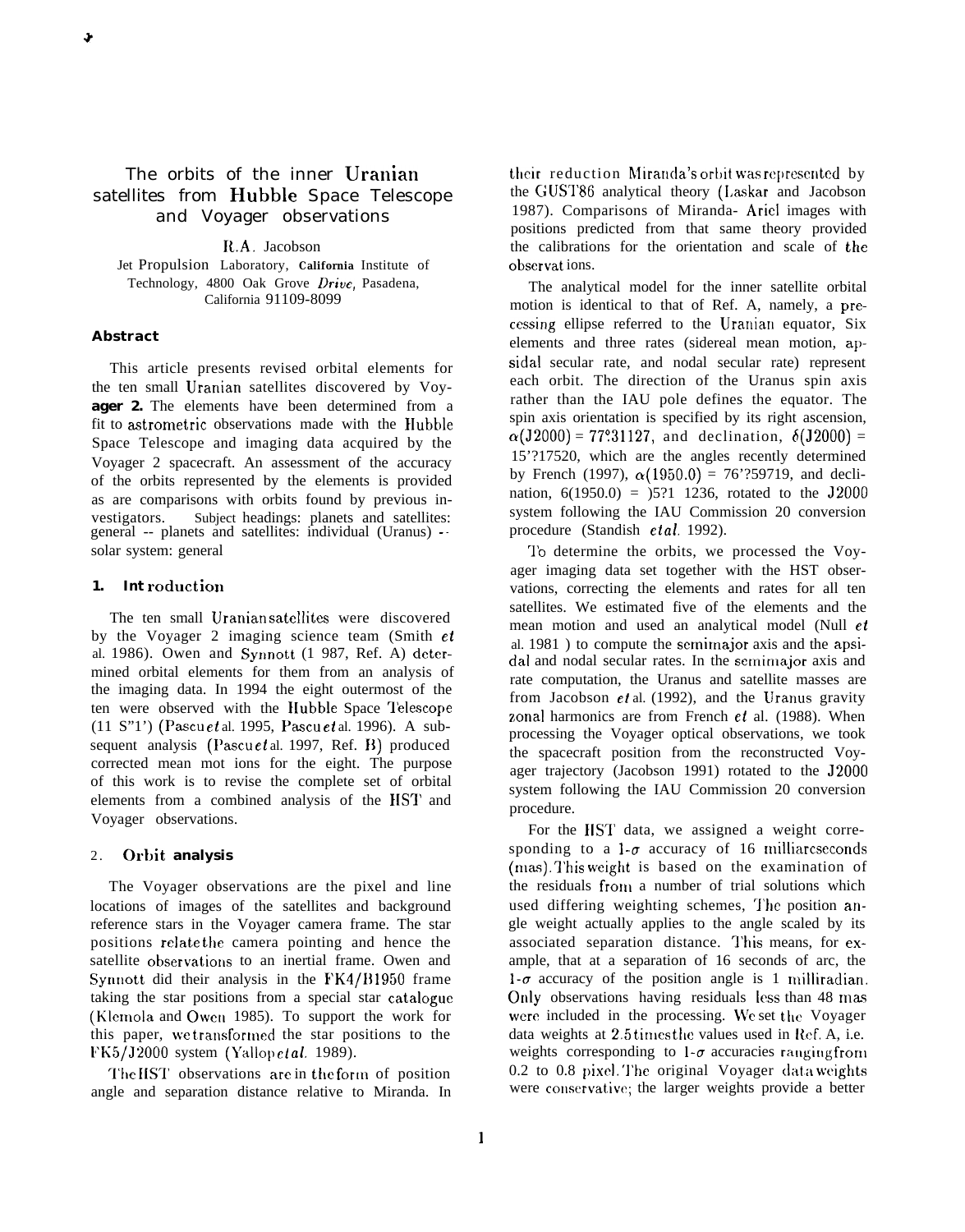# The orbits of the inner Uranian satellites from Hubble Space Telescope and Voyager observations

R.A. Jacobson

Jet Propulsion Laboratory, California Institute of Technology, 4800 Oak Grove Drive, Pasadena, California 91109-8099

### Abstract

This article presents revised orbital elements for the ten small Uranian satellites discovered by Voyager 2. The elements have been determined from a fit to astrometric observations made with the Hubble Space Telescope and imaging data acquired by the Voyager 2 spacecraft. An assessment of the accuracy of the orbits represented by the elements is provided as are comparisons with orbits found by previous investigators. Subject headings: planets and satellites: general -- planets and satellites: individual (Uranus) -- solar system: general

## 1. Introduction

The ten small Uranian satellites were discovered by the Voyager 2 imaging science team (Smith *et* al. 1986). Owen and Synnott (1987, Ref. A) determined orbital elements for them from an analysis of the imaging data. In 1994 the eight outermost of the ten were observed with the Hubble Space Telescope (11 S"1') (Pascu *et* al. 1995, Pascu *et* al. 1996). A subsequent analysis (Pascu *et* al. 1997, Ref. B) produced corrected mean motions for the eight. The purpose of this work is to revise the complete set of orbital elements from a combined analysis of the HST and Voyager observations.

## 2. Orbit analysis

The Voyager observations are the pixel and line locations of images of the satellites and background reference stars in the Voyager camera frame. The star positions relate the camera pointing and hence the satellite observations to an inertial frame. Owen and Synnott did their analysis in the FK4/B1950 frame taking the star positions from a special star catalogue (Klemola and Owen 1985). To support the work for this paper, we transformed the star positions to the FK5/J2000 system (Yallop *et al.* 1989).

The HST observations are in the form of position angle and separation distance relative to Miranda. In their reduction Miranda's orbit was represented by the GUST86 analytical theory (Laskar and Jacobson 1987). Comparisons of Miranda- Ariel images with positions predicted from that same theory provided the calibrations for the orientation and scale of the observations.

The analytical model for the inner satellite orbital motion is identical to that of Ref. A, namely, a precessing ellipse referred to the Uranian equator, Six elements and three rates (sidereal mean motion, apsidal secular rate, and nodal secular rate) represent each orbit. The direction of the Uranus spin axis rather than the IAU pole defines the equator. The spin axis orientation is specified by its right ascension, $\alpha(J2000) = 77^{\circ}\!.31127$, and declination, $\delta(J2000) = 15^{\circ}\!.17520$, which are the angles recently determined by French (1997), $\alpha(1950.0) = 76^{\circ}\!.59719$, and declination, $\delta(1950.0) = 15^{\circ}\!.11236$, rotated to the J2000 system following the IAU Commission 20 conversion procedure (Standish *et al.* 1992).

To determine the orbits, we processed the Voyager imaging data set together with the HST observations, correcting the elements and rates for all ten satellites. We estimated five of the elements and the mean motion and used an analytical model (Null *et* al. 1981) to compute the semimajor axis and the apsidal and nodal secular rates. In the semimajor axis and rate computation, the Uranus and satellite masses are from Jacobson *et* al. (1992), and the Uranus gravity zonal harmonics are from French *et* al. (1988). When processing the Voyager optical observations, we took the spacecraft position from the reconstructed Voyager trajectory (Jacobson 1991) rotated to the J2000 system following the IAU Commission 20 conversion procedure.

For the HST data, we assigned a weight corresponding to a 1-$\sigma$ accuracy of 16 milliarcseconds (mas). This weight is based on the examination of the residuals from a number of trial solutions which used differing weighting schemes. The position angle weight actually applies to the angle scaled by its associated separation distance. This means, for example, that at a separation of 16 seconds of arc, the 1-$\sigma$ accuracy of the position angle is 1 milliradian. Only observations having residuals less than 48 mas were included in the processing. We set the Voyager data weights at 2.5 times the values used in Ref. A, i.e. weights corresponding to 1-$\sigma$ accuracies ranging from 0.2 to 0.8 pixel. The original Voyager data weights were conservative; the larger weights provide a better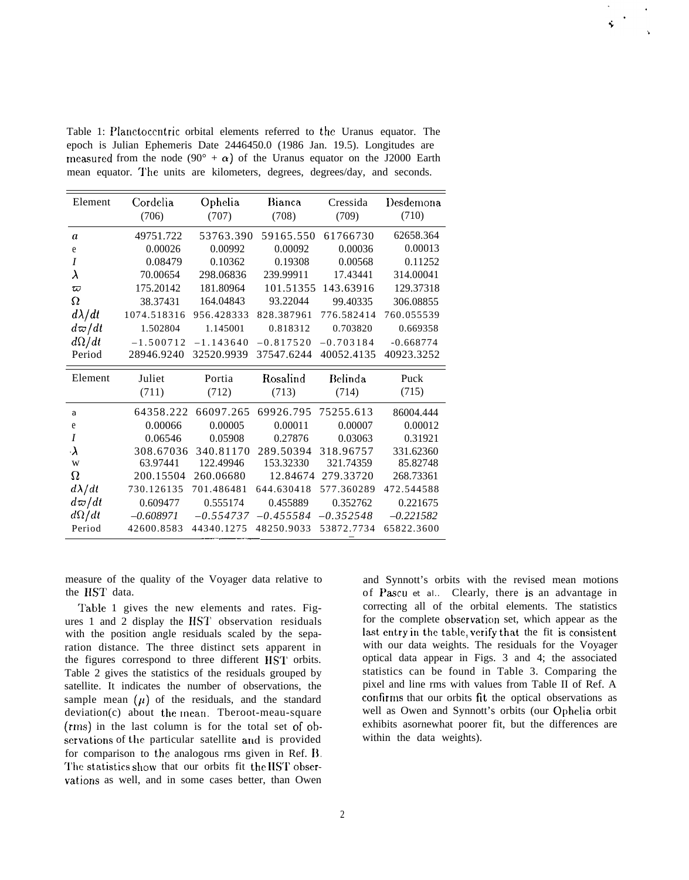Table 1: Planetocentric orbital elements referred to the Uranus equator. The epoch is Julian Ephemeris Date 2446450.0 (1986 Jan. 19.5). Longitudes are measured from the node ($90° + \alpha$) of the Uranus equator on the J2000 Earth mean equator. The units are kilometers, degrees, degrees/day, and seconds.

| Element | Cordelia (706) | Ophelia (707) | Bianca (708) | Cressida (709) | Desdemona (710) |
|---|---|---|---|---|---|
| $a$ | 49751.722 | 53763.390 | 59165.550 | 61766730 | 62658.364 |
| $e$ | 0.00026 | 0.00992 | 0.00092 | 0.00036 | 0.00013 |
| $I$ | 0.08479 | 0.10362 | 0.19308 | 0.00568 | 0.11252 |
| $\lambda$ | 70.00654 | 298.06836 | 239.99911 | 17.43441 | 314.00041 |
| $\varpi$ | 175.20142 | 181.80964 | 101.51355 | 143.63916 | 129.37318 |
| $\Omega$ | 38.37431 | 164.04843 | 93.22044 | 99.40335 | 306.08855 |
| $d\lambda/dt$ | 1074.518316 | 956.428333 | 828.387961 | 776.582414 | 760.055539 |
| $d\varpi/dt$ | 1.502804 | 1.145001 | 0.818312 | 0.703820 | 0.669358 |
| $d\Omega/dt$ | −1.500712 | −1.143640 | −0.817520 | −0.703184 | -0.668774 |
| Period | 28946.9240 | 32520.9939 | 37547.6244 | 40052.4135 | 40923.3252 |

| Element | Juliet (711) | Portia (712) | Rosalind (713) | Belinda (714) | Puck (715) |
|---|---|---|---|---|---|
| $a$ | 64358.222 | 66097.265 | 69926.795 | 75255.613 | 86004.444 |
| $e$ | 0.00066 | 0.00005 | 0.00011 | 0.00007 | 0.00012 |
| $I$ | 0.06546 | 0.05908 | 0.27876 | 0.03063 | 0.31921 |
| $\lambda$ | 308.67036 | 340.81170 | 289.50394 | 318.96757 | 331.62360 |
| $\varpi$ | 63.97441 | 122.49946 | 153.32330 | 321.74359 | 85.82748 |
| $\Omega$ | 200.15504 | 260.06680 | 12.84674 | 279.33720 | 268.73361 |
| $d\lambda/dt$ | 730.126135 | 701.486481 | 644.630418 | 577.360289 | 472.544588 |
| $d\varpi/dt$ | 0.609477 | 0.555174 | 0.455889 | 0.352762 | 0.221675 |
| $d\Omega/dt$ | −0.608971 | −0.554737 | −0.455584 | −0.352548 | −0.221582 |
| Period | 42600.8583 | 44340.1275 | 48250.9033 | 53872.7734 | 65822.3600 |

measure of the quality of the Voyager data relative to the HST data.

Table 1 gives the new elements and rates. Figures 1 and 2 display the HST observation residuals with the position angle residuals scaled by the separation distance. The three distinct sets apparent in the figures correspond to three different HST orbits. Table 2 gives the statistics of the residuals grouped by satellite. It indicates the number of observations, the sample mean ($\mu$) of the residuals, and the standard deviation(c) about the mean. Tberoot-meau-square (rms) in the last column is for the total set of observations of the particular satellite and is provided for comparison to the analogous rms given in Ref. B. The statistics show that our orbits fit the HST observations as well, and in some cases better, than Owen and Synnott's orbits with the revised mean motions of Pascu et al.. Clearly, there is an advantage in correcting all of the orbital elements. The statistics for the complete observation set, which appear as the last entry in the table, verify that the fit is consistent with our data weights. The residuals for the Voyager optical data appear in Figs. 3 and 4; the associated statistics can be found in Table 3. Comparing the pixel and line rms with values from Table II of Ref. A confirms that our orbits fit the optical observations as well as Owen and Synnott's orbits (our Ophelia orbit exhibits asornewhat poorer fit, but the differences are within the data weights).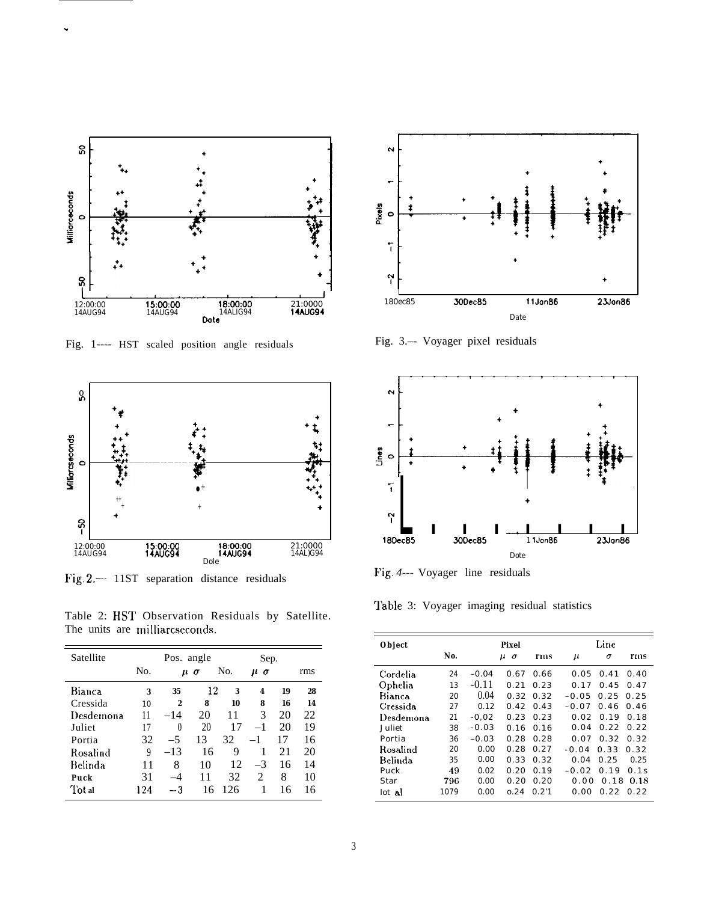50

Milliarcseconds

0

50

12:00:00 14AUG94

15:00:00 14AUG94

18:00:00 14ALIG94

21:0000 14AUG94

Dote

Fig. 1---- HST scaled position angle residuals

50

Milliarcseconds

0

-50

12:00:00 14AUG94

15:00:00 14AUG94

18:00:00 14AUG94

21:0000 14AL)G94

Dole

Fig. 2.--- 11ST separation distance residuals

Table 2: HST Observation Residuals by Satellite. The units are milliarcseconds.

| Satellite | Pos. angle | | | Sep. | | | |
|---|---|---|---|---|---|---|---|
| | No. | $\mu$ | $\sigma$ | No. | $\mu$ | $\sigma$ | rms |
| Bianca | 3 | 35 | 12 | 3 | 4 | 19 | 28 |
| Cressida | 10 | 2 | 8 | 10 | 8 | 16 | 14 |
| Desdemona | 11 | −14 | 20 | 11 | 3 | 20 | 22 |
| Juliet | 17 | 0 | 20 | 17 | −1 | 20 | 19 |
| Portia | 32 | −5 | 13 | 32 | −1 | 17 | 16 |
| Rosalind | 9 | −13 | 16 | 9 | 1 | 21 | 20 |
| Belinda | 11 | 8 | 10 | 12 | −3 | 16 | 14 |
| Puck | 31 | −4 | 11 | 32 | 2 | 8 | 10 |
| Total | 124 | −3 | 16 | 126 | 1 | 16 | 16 |

2

1

Pixels

0

−1

−2

180ec85

30Dec85

11Jon86

23Jon86

Date

Fig. 3.-- Voyager pixel residuals

2

1

Lines

0

−1

−2

18Dec85

30Dec85

11Jon86

23Jon86

Dote

Fig. 4--- Voyager line residuals

Table 3: Voyager imaging residual statistics

| Object | Pixel | | | | Line | | |
|---|---|---|---|---|---|---|---|
| | No. | $\mu$ | $\sigma$ | rms | $\mu$ | $\sigma$ | rms |
| Cordelia | 24 | −0.04 | 0.67 | 0.66 | 0.05 | 0.41 | 0.40 |
| Ophelia | 13 | −0.11 | 0.21 | 0.23 | 0.17 | 0.45 | 0.47 |
| Bianca | 20 | 0.04 | 0.32 | 0.32 | −0.05 | 0.25 | 0.25 |
| Cressida | 27 | 0.12 | 0.42 | 0.43 | −0.07 | 0.46 | 0.46 |
| Desdemona | 21 | −0.02 | 0.23 | 0.23 | 0.02 | 0.19 | 0.18 |
| Juliet | 38 | −0.03 | 0.16 | 0.16 | 0.04 | 0.22 | 0.22 |
| Portia | 36 | −0.03 | 0.28 | 0.28 | 0.07 | 0.32 | 0.32 |
| Rosalind | 20 | 0.00 | 0.28 | 0.27 | −0.04 | 0.33 | 0.32 |
| Belinda | 35 | 0.00 | 0.33 | 0.32 | 0.04 | 0.25 | 0.25 |
| Puck | 49 | 0.02 | 0.20 | 0.19 | −0.02 | 0.19 | 0.1s |
| Star | 796 | 0.00 | 0.20 | 0.20 | 0.00 | 0.18 | 0.18 |
| Total | 1079 | 0.00 | 0.24 | 0.2'1 | 0.00 | 0.22 | 0.22 |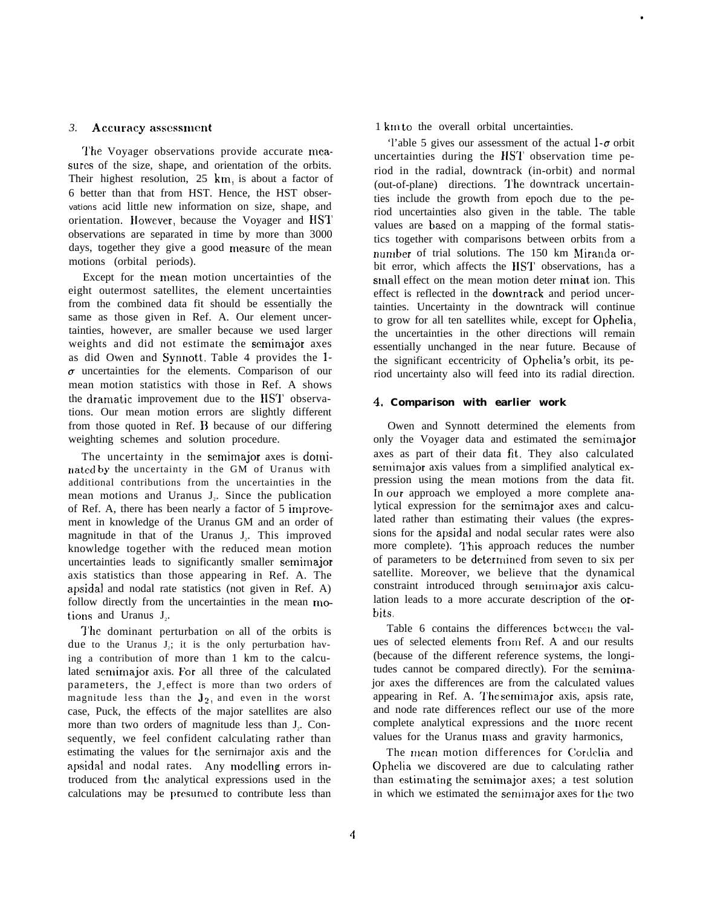## 3. Accuracy assessment

The Voyager observations provide accurate measures of the size, shape, and orientation of the orbits. Their highest resolution, 25 km, is about a factor of 6 better than that from HST. Hence, the HST observations add little new information on size, shape, and orientation. However, because the Voyager and HST observations are separated in time by more than 3000 days, together they give a good measure of the mean motions (orbital periods).

Except for the mean motion uncertainties of the eight outermost satellites, the element uncertainties from the combined data fit should be essentially the same as those given in Ref. A. Our element uncertainties, however, are smaller because we used larger weights and did not estimate the semimajor axes as did Owen and Synnott. Table 4 provides the 1-$\sigma$ uncertainties for the elements. Comparison of our mean motion statistics with those in Ref. A shows the dramatic improvement due to the HST observations. Our mean motion errors are slightly different from those quoted in Ref. B because of our differing weighting schemes and solution procedure.

The uncertainty in the semimajor axes is dominated by the uncertainty in the GM of Uranus with additional contributions from the uncertainties in the mean motions and Uranus $J_2$. Since the publication of Ref. A, there has been nearly a factor of 5 improvement in knowledge of the Uranus GM and an order of magnitude in that of the Uranus $J_2$. This improved knowledge together with the reduced mean motion uncertainties leads to significantly smaller semimajor axis statistics than those appearing in Ref. A. The apsidal and nodal rate statistics (not given in Ref. A) follow directly from the uncertainties in the mean motions and Uranus $J_2$.

The dominant perturbation on all of the orbits is due to the Uranus $J_2$; it is the only perturbation having a contribution of more than 1 km to the calculated semimajor axis. For all three of the calculated parameters, the $J_4$ effect is more than two orders of magnitude less than the $J_2$, and even in the worst case, Puck, the effects of the major satellites are also more than two orders of magnitude less than $J_2$. Consequently, we feel confident calculating rather than estimating the values for the semimajor axis and the apsidal and nodal rates. Any modelling errors introduced from the analytical expressions used in the calculations may be presumed to contribute less than 1 km to the overall orbital uncertainties.

Table 5 gives our assessment of the actual 1-$\sigma$ orbit uncertainties during the HST observation time period in the radial, downtrack (in-orbit) and normal (out-of-plane) directions. The downtrack uncertainties include the growth from epoch due to the period uncertainties also given in the table. The table values are based on a mapping of the formal statistics together with comparisons between orbits from a number of trial solutions. The 150 km Miranda orbit error, which affects the HST observations, has a small effect on the mean motion determination. This effect is reflected in the downtrack and period uncertainties. Uncertainty in the downtrack will continue to grow for all ten satellites while, except for Ophelia, the uncertainties in the other directions will remain essentially unchanged in the near future. Because of the significant eccentricity of Ophelia's orbit, its period uncertainty also will feed into its radial direction.

## 4. Comparison with earlier work

Owen and Synnott determined the elements from only the Voyager data and estimated the semimajor axes as part of their data fit. They also calculated semimajor axis values from a simplified analytical expression using the mean motions from the data fit. In our approach we employed a more complete analytical expression for the semimajor axes and calculated rather than estimating their values (the expressions for the apsidal and nodal secular rates were also more complete). This approach reduces the number of parameters to be determined from seven to six per satellite. Moreover, we believe that the dynamical constraint introduced through semimajor axis calculation leads to a more accurate description of the orbits.

Table 6 contains the differences between the values of selected elements from Ref. A and our results (because of the different reference systems, the longitudes cannot be compared directly). For the semimajor axes the differences are from the calculated values appearing in Ref. A. The semimajor axis, apsis rate, and node rate differences reflect our use of the more complete analytical expressions and the more recent values for the Uranus mass and gravity harmonics,

The mean motion differences for Cordelia and Ophelia we discovered are due to calculating rather than estimating the semimajor axes; a test solution in which we estimated the semimajor axes for the two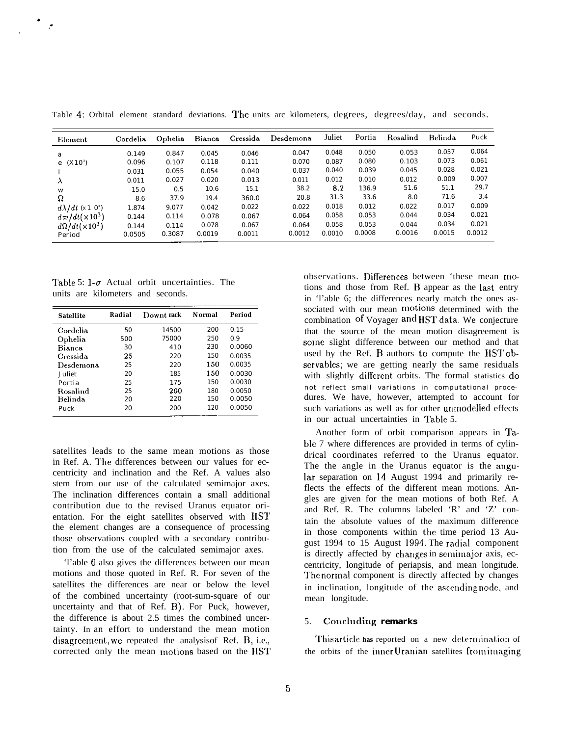Table 4: Orbital element standard deviations. The units arc kilometers, degrees, degrees/day, and seconds.

| Element | Cordelia | Ophelia | Bianca | Cressida | Desdemona | Juliet | Portia | Rosalind | Belinda | Puck |
|---|---|---|---|---|---|---|---|---|---|---|
| a | 0.149 | 0.847 | 0.045 | 0.046 | 0.047 | 0.048 | 0.050 | 0.053 | 0.057 | 0.064 |
| e ($\times 10^3$) | 0.096 | 0.107 | 0.118 | 0.111 | 0.070 | 0.087 | 0.080 | 0.103 | 0.073 | 0.061 |
| I | 0.031 | 0.055 | 0.054 | 0.040 | 0.037 | 0.040 | 0.039 | 0.045 | 0.028 | 0.021 |
| $\lambda$ | 0.011 | 0.027 | 0.020 | 0.013 | 0.011 | 0.012 | 0.010 | 0.012 | 0.009 | 0.007 |
| w | 15.0 | 0.5 | 10.6 | 15.1 | 38.2 | 8.2 | 136.9 | 51.6 | 51.1 | 29.7 |
| $\Omega$ | 8.6 | 37.9 | 19.4 | 360.0 | 20.8 | 31.3 | 33.6 | 8.0 | 71.6 | 3.4 |
| $d\lambda/dt$ ($\times 10^3$) | 1.874 | 9.077 | 0.042 | 0.022 | 0.022 | 0.018 | 0.012 | 0.022 | 0.017 | 0.009 |
| $d\varpi/dt(\times 10^3)$ | 0.144 | 0.114 | 0.078 | 0.067 | 0.064 | 0.058 | 0.053 | 0.044 | 0.034 | 0.021 |
| $d\Omega/dt(\times 10^3)$ | 0.144 | 0.114 | 0.078 | 0.067 | 0.064 | 0.058 | 0.053 | 0.044 | 0.034 | 0.021 |
| Period | 0.0505 | 0.3087 | 0.0019 | 0.0011 | 0.0012 | 0.0010 | 0.0008 | 0.0016 | 0.0015 | 0.0012 |

Table 5: 1-$\sigma$ Actual orbit uncertainties. The units are kilometers and seconds.

| Satellite | Radial | Downtrack | Normal | Period |
|---|---|---|---|---|
| Cordelia | 50 | 14500 | 200 | 0.15 |
| Ophelia | 500 | 75000 | 250 | 0.9 |
| Bianca | 30 | 410 | 230 | 0.0060 |
| Cressida | 25 | 220 | 150 | 0.0035 |
| Desdemona | 25 | 220 | 150 | 0.0035 |
| Juliet | 20 | 185 | 150 | 0.0030 |
| Portia | 25 | 175 | 150 | 0.0030 |
| Rosalind | 25 | 260 | 180 | 0.0050 |
| Belinda | 20 | 220 | 150 | 0.0050 |
| Puck | 20 | 200 | 120 | 0.0050 |

satellites leads to the same mean motions as those in Ref. A. The differences between our values for eccentricity and inclination and the Ref. A values also stem from our use of the calculated semimajor axes. The inclination differences contain a small additional contribution due to the revised Uranus equator orientation. For the eight satellites observed with HST the element changes are a consequence of processing those observations coupled with a secondary contribution from the use of the calculated semimajor axes.

Table 6 also gives the differences between our mean motions and those quoted in Ref. R. For seven of the satellites the differences are near or below the level of the combined uncertainty (root-sum-square of our uncertainty and that of Ref. B). For Puck, however, the difference is about 2.5 times the combined uncertainty. In an effort to understand the mean motion disagreement, we repeated the analysis of Ref. B, i.e., corrected only the mean motions based on the HST observations. Differences between these mean motions and those from Ref. B appear as the last entry in Table 6; the differences nearly match the ones associated with our mean motions determined with the combination of Voyager and HST data. We conjecture that the source of the mean motion disagreement is some slight difference between our method and that used by the Ref. B authors to compute the HST observables; we are getting nearly the same residuals with slightly different orbits. The formal statistics do not reflect small variations in computational procedures. We have, however, attempted to account for such variations as well as for other unmodelled effects in our actual uncertainties in Table 5.

Another form of orbit comparison appears in Table 7 where differences are provided in terms of cylindrical coordinates referred to the Uranus equator. The the angle in the Uranus equator is the angular separation on 14 August 1994 and primarily reflects the effects of the different mean motions. Angles are given for the mean motions of both Ref. A and Ref. R. The columns labeled 'R' and 'Z' contain the absolute values of the maximum difference in those components within the time period 13 August 1994 to 15 August 1994. The radial component is directly affected by changes in semimajor axis, eccentricity, longitude of periapsis, and mean longitude. The normal component is directly affected by changes in inclination, longitude of the ascending node, and mean longitude.

## 5. Concluding remarks

This article has reported on a new determination of the orbits of the inner Uranian satellites from imaging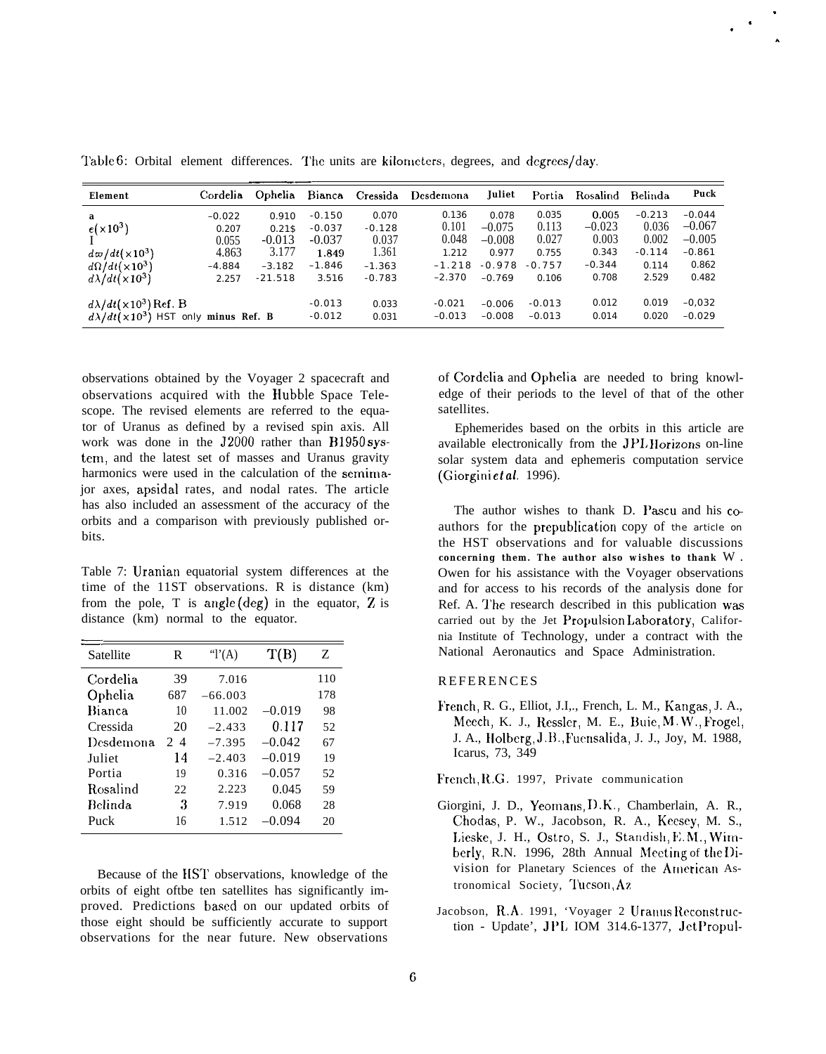Table 6: Orbital element differences. The units are kilometers, degrees, and degrees/day.

| Element | Cordelia | Ophelia | Bianca | Cressida | Desdemona | Juliet | Portia | Rosalind | Belinda | Puck |
|---|---|---|---|---|---|---|---|---|---|---|
| a | −0.022 | 0.910 | −0.150 | 0.070 | 0.136 | 0.078 | 0.035 | 0.005 | −0.213 | −0.044 |
| $e(\times 10^3)$ | 0.207 | 0.21$ | −0.037 | −0.128 | 0.101 | −0.075 | 0.113 | −0.023 | 0.036 | −0.067 |
| I | 0.055 | −0.013 | −0.037 | 0.037 | 0.048 | −0.008 | 0.027 | 0.003 | 0.002 | −0.005 |
| $d\varpi/dt(\times 10^3)$ | 4.863 | 3.177 | 1.849 | 1.361 | 1.212 | 0.977 | 0.755 | 0.343 | −0.114 | −0.861 |
| $d\Omega/dt(\times 10^3)$ | −4.884 | −3.182 | −1.846 | −1.363 | −1.218 | −0.978 | −0.757 | −0.344 | 0.114 | 0.862 |
| $d\lambda/dt(\times 10^3)$ | 2.257 | −21.518 | 3.516 | −0.783 | −2.370 | −0.769 | 0.106 | 0.708 | 2.529 | 0.482 |
| $d\lambda/dt(\times 10^3)$ Ref. B | | | −0.013 | 0.033 | −0.021 | −0.006 | −0.013 | 0.012 | 0.019 | −0.032 |
| $d\lambda/dt(\times 10^3)$ HST only **minus Ref. B** | | | −0.012 | 0.031 | −0.013 | −0.008 | −0.013 | 0.014 | 0.020 | −0.029 |

observations obtained by the Voyager 2 spacecraft and observations acquired with the Hubble Space Telescope. The revised elements are referred to the equator of Uranus as defined by a revised spin axis. All work was done in the J2000 rather than B1950 system, and the latest set of masses and Uranus gravity harmonics were used in the calculation of the semimajor axes, apsidal rates, and nodal rates. The article has also included an assessment of the accuracy of the orbits and a comparison with previously published orbits.

Table 7: Uranian equatorial system differences at the time of the HST observations. R is distance (km) from the pole, T is angle (deg) in the equator, Z is distance (km) normal to the equator.

| Satellite | R | T(A) | T(B) | Z |
|---|---|---|---|---|
| Cordelia | 39 | 7.016 | | 110 |
| Ophelia | 687 | −66.003 | | 178 |
| Bianca | 10 | 11.002 | −0.019 | 98 |
| Cressida | 20 | −2.433 | 0.117 | 52 |
| Desdemona | 24 | −7.395 | −0.042 | 67 |
| Juliet | 14 | −2.403 | −0.019 | 19 |
| Portia | 19 | 0.316 | −0.057 | 52 |
| Rosalind | 22 | 2.223 | 0.045 | 59 |
| Belinda | 3 | 7.919 | 0.068 | 28 |
| Puck | 16 | 1.512 | −0.094 | 20 |

Because of the HST observations, knowledge of the orbits of eight oftbe ten satellites has significantly improved. Predictions based on our updated orbits of those eight should be sufficiently accurate to support observations for the near future. New observations of Cordelia and Ophelia are needed to bring knowledge of their periods to the level of that of the other satellites.

Ephemerides based on the orbits in this article are available electronically from the JPL Horizons on-line solar system data and ephemeris computation service (Giorgini *et al.* 1996).

The author wishes to thank D. Pascu and his co-authors for the prepublication copy of the article on the HST observations and for valuable discussions concerning them. The author also wishes to thank W. Owen for his assistance with the Voyager observations and for access to his records of the analysis done for Ref. A. The research described in this publication was carried out by the Jet Propulsion Laboratory, California Institute of Technology, under a contract with the National Aeronautics and Space Administration.

## REFERENCES

French, R. G., Elliot, J.I,., French, L. M., Kangas, J. A., Meech, K. J., Ressler, M. E., Buie, M. W., Frogel, J. A., Holberg, J. B., Fuensalida, J. J., Joy, M. 1988, Icarus, 73, 349

French, R.G. 1997, Private communication

Giorgini, J. D., Yeomans, D.K., Chamberlain, A. R., Chodas, P. W., Jacobson, R. A., Keesey, M. S., Lieske, J. H., Ostro, S. J., Standish, E.M., Wimberly, R.N. 1996, 28th Annual Meeting of the Division for Planetary Sciences of the American Astronomical Society, Tucson, Az

Jacobson, R.A. 1991, 'Voyager 2 Uranus Reconstruction - Update', JPL IOM 314.6-1377, Jet Propul-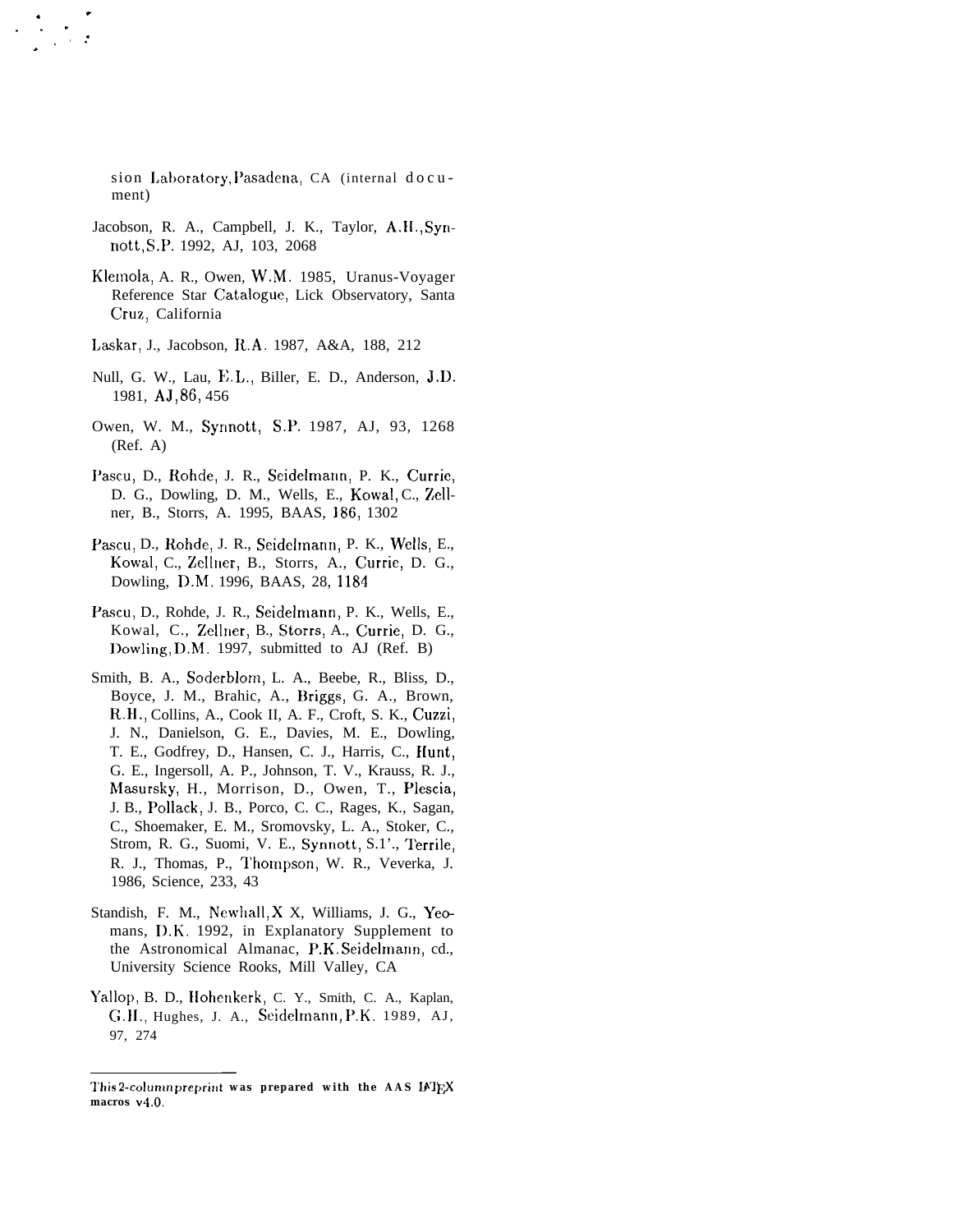sion Laboratory, Pasadena, CA (internal document)

Jacobson, R. A., Campbell, J. K., Taylor, A.H., Synnott, S.P. 1992, AJ, 103, 2068

Klemola, A. R., Owen, W.M. 1985, Uranus-Voyager Reference Star Catalogue, Lick Observatory, Santa Cruz, California

Laskar, J., Jacobson, R.A. 1987, A&A, 188, 212

Null, G. W., Lau, E.L., Biller, E. D., Anderson, J.D. 1981, AJ, 86, 456

Owen, W. M., Synnott, S.P. 1987, AJ, 93, 1268 (Ref. A)

Pascu, D., Rohde, J. R., Seidelmann, P. K., Currie, D. G., Dowling, D. M., Wells, E., Kowal, C., Zellner, B., Storrs, A. 1995, BAAS, 186, 1302

Pascu, D., Rohde, J. R., Seidelmann, P. K., Wells, E., Kowal, C., Zellner, B., Storrs, A., Currie, D. G., Dowling, D.M. 1996, BAAS, 28, 1184

Pascu, D., Rohde, J. R., Seidelmann, P. K., Wells, E., Kowal, C., Zellner, B., Storrs, A., Currie, D. G., Dowling, D.M. 1997, submitted to AJ (Ref. B)

Smith, B. A., Soderblom, L. A., Beebe, R., Bliss, D., Boyce, J. M., Brahic, A., Briggs, G. A., Brown, R.H., Collins, A., Cook II, A. F., Croft, S. K., Cuzzi, J. N., Danielson, G. E., Davies, M. E., Dowling, T. E., Godfrey, D., Hansen, C. J., Harris, C., Hunt, G. E., Ingersoll, A. P., Johnson, T. V., Krauss, R. J., Masursky, H., Morrison, D., Owen, T., Plescia, J. B., Pollack, J. B., Porco, C. C., Rages, K., Sagan, C., Shoemaker, E. M., Sromovsky, L. A., Stoker, C., Strom, R. G., Suomi, V. E., Synnott, S.1'., Terrile, R. J., Thomas, P., Thompson, W. R., Veverka, J. 1986, Science, 233, 43

Standish, F. M., Newhall, X X, Williams, J. G., Yeomans, D.K. 1992, in Explanatory Supplement to the Astronomical Almanac, P.K. Seidelmann, cd., University Science Rooks, Mill Valley, CA

Yallop, B. D., Hohenkerk, C. Y., Smith, C. A., Kaplan, G.H., Hughes, J. A., Seidelmann, P.K. 1989, AJ, 97, 274

This 2-column preprint was prepared with the AAS LaTeX macros v4.0.